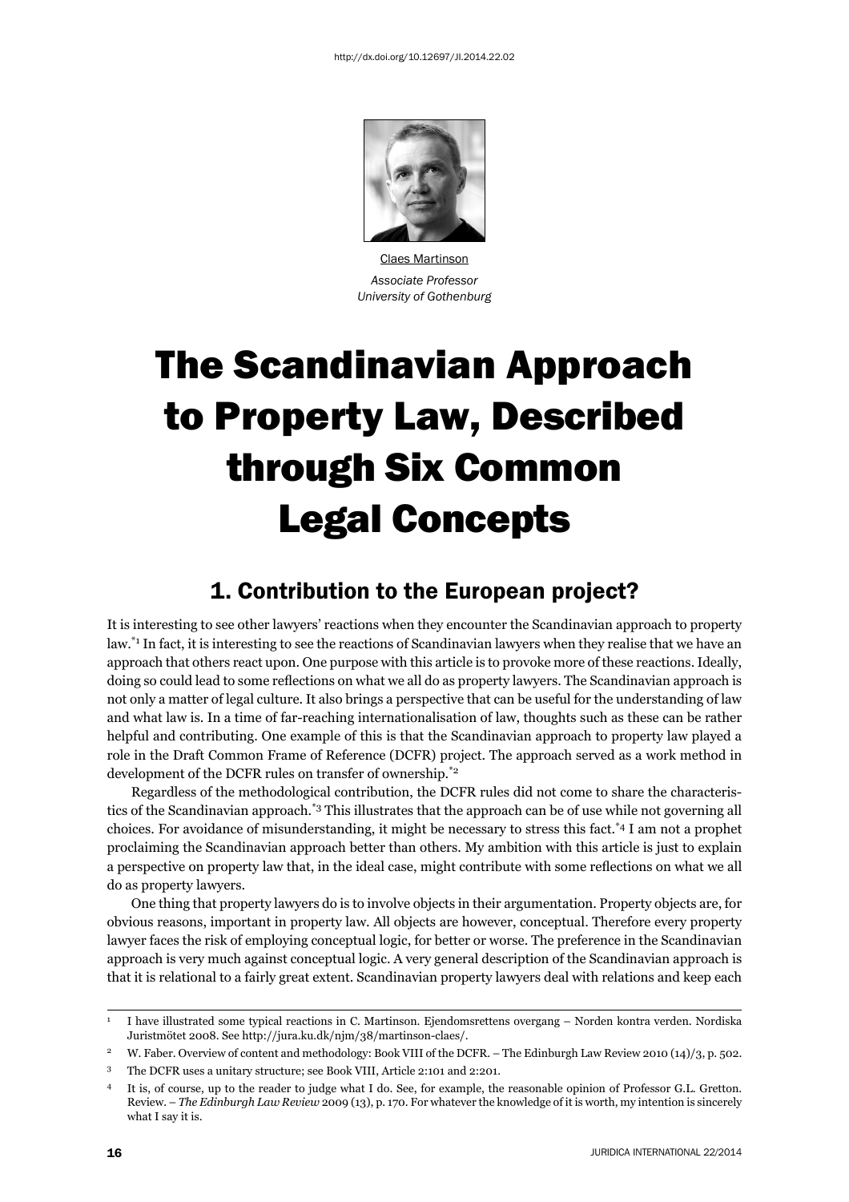http://dx.doi.org/10.12697/JI.2014.22.02

Claes Martinson

*Associate Professor*
*University of Gothenburg*

# The Scandinavian Approach to Property Law, Described through Six Common Legal Concepts

## 1. Contribution to the European project?

It is interesting to see other lawyers' reactions when they encounter the Scandinavian approach to property law.[1] In fact, it is interesting to see the reactions of Scandinavian lawyers when they realise that we have an approach that others react upon. One purpose with this article is to provoke more of these reactions. Ideally, doing so could lead to some reflections on what we all do as property lawyers. The Scandinavian approach is not only a matter of legal culture. It also brings a perspective that can be useful for the understanding of law and what law is. In a time of far-reaching internationalisation of law, thoughts such as these can be rather helpful and contributing. One example of this is that the Scandinavian approach to property law played a role in the Draft Common Frame of Reference (DCFR) project. The approach served as a work method in development of the DCFR rules on transfer of ownership.[2]

Regardless of the methodological contribution, the DCFR rules did not come to share the characteristics of the Scandinavian approach.[3] This illustrates that the approach can be of use while not governing all choices. For avoidance of misunderstanding, it might be necessary to stress this fact.[4] I am not a prophet proclaiming the Scandinavian approach better than others. My ambition with this article is just to explain a perspective on property law that, in the ideal case, might contribute with some reflections on what we all do as property lawyers.

One thing that property lawyers do is to involve objects in their argumentation. Property objects are, for obvious reasons, important in property law. All objects are however, conceptual. Therefore every property lawyer faces the risk of employing conceptual logic, for better or worse. The preference in the Scandinavian approach is very much against conceptual logic. A very general description of the Scandinavian approach is that it is relational to a fairly great extent. Scandinavian property lawyers deal with relations and keep each

---

[1] I have illustrated some typical reactions in C. Martinson. Ejendomsrettens overgang – Norden kontra verden. Nordiska Juristmötet 2008. See http://jura.ku.dk/njm/38/martinson-claes/.

[2] W. Faber. Overview of content and methodology: Book VIII of the DCFR. – The Edinburgh Law Review 2010 (14)/3, p. 502.

[3] The DCFR uses a unitary structure; see Book VIII, Article 2:101 and 2:201.

[4] It is, of course, up to the reader to judge what I do. See, for example, the reasonable opinion of Professor G.L. Gretton. Review. – *The Edinburgh Law Review* 2009 (13), p. 170. For whatever the knowledge of it is worth, my intention is sincerely what I say it is.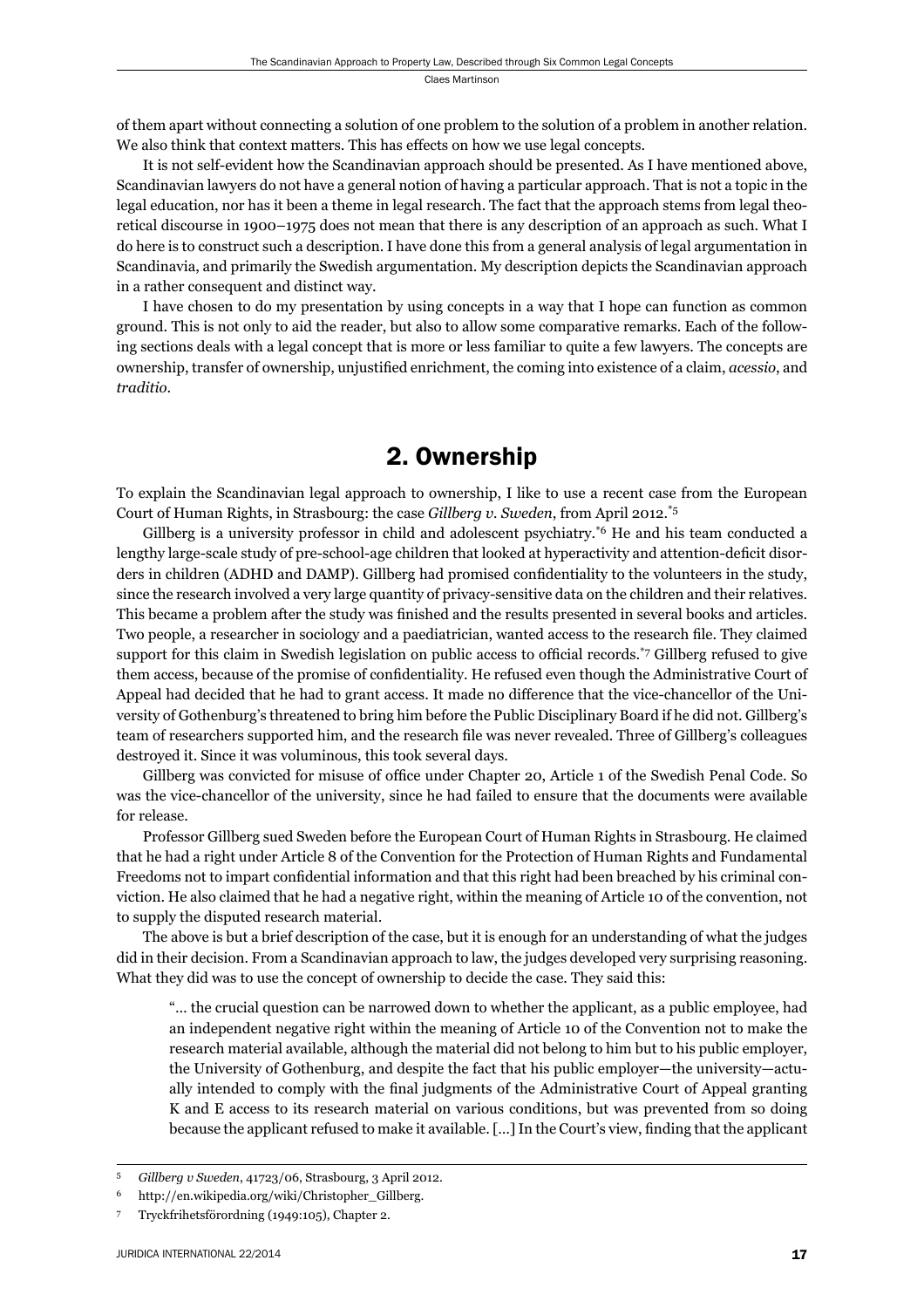of them apart without connecting a solution of one problem to the solution of a problem in another relation. We also think that context matters. This has effects on how we use legal concepts.

It is not self-evident how the Scandinavian approach should be presented. As I have mentioned above, Scandinavian lawyers do not have a general notion of having a particular approach. That is not a topic in the legal education, nor has it been a theme in legal research. The fact that the approach stems from legal theoretical discourse in 1900–1975 does not mean that there is any description of an approach as such. What I do here is to construct such a description. I have done this from a general analysis of legal argumentation in Scandinavia, and primarily the Swedish argumentation. My description depicts the Scandinavian approach in a rather consequent and distinct way.

I have chosen to do my presentation by using concepts in a way that I hope can function as common ground. This is not only to aid the reader, but also to allow some comparative remarks. Each of the following sections deals with a legal concept that is more or less familiar to quite a few lawyers. The concepts are ownership, transfer of ownership, unjustified enrichment, the coming into existence of a claim, *acessio*, and *traditio*.

## 2. Ownership

To explain the Scandinavian legal approach to ownership, I like to use a recent case from the European Court of Human Rights, in Strasbourg: the case *Gillberg v. Sweden*, from April 2012.[*5]

Gillberg is a university professor in child and adolescent psychiatry.[*6] He and his team conducted a lengthy large-scale study of pre-school-age children that looked at hyperactivity and attention-deficit disorders in children (ADHD and DAMP). Gillberg had promised confidentiality to the volunteers in the study, since the research involved a very large quantity of privacy-sensitive data on the children and their relatives. This became a problem after the study was finished and the results presented in several books and articles. Two people, a researcher in sociology and a paediatrician, wanted access to the research file. They claimed support for this claim in Swedish legislation on public access to official records.[*7] Gillberg refused to give them access, because of the promise of confidentiality. He refused even though the Administrative Court of Appeal had decided that he had to grant access. It made no difference that the vice-chancellor of the University of Gothenburg's threatened to bring him before the Public Disciplinary Board if he did not. Gillberg's team of researchers supported him, and the research file was never revealed. Three of Gillberg's colleagues destroyed it. Since it was voluminous, this took several days.

Gillberg was convicted for misuse of office under Chapter 20, Article 1 of the Swedish Penal Code. So was the vice-chancellor of the university, since he had failed to ensure that the documents were available for release.

Professor Gillberg sued Sweden before the European Court of Human Rights in Strasbourg. He claimed that he had a right under Article 8 of the Convention for the Protection of Human Rights and Fundamental Freedoms not to impart confidential information and that this right had been breached by his criminal conviction. He also claimed that he had a negative right, within the meaning of Article 10 of the convention, not to supply the disputed research material.

The above is but a brief description of the case, but it is enough for an understanding of what the judges did in their decision. From a Scandinavian approach to law, the judges developed very surprising reasoning. What they did was to use the concept of ownership to decide the case. They said this:

> "… the crucial question can be narrowed down to whether the applicant, as a public employee, had an independent negative right within the meaning of Article 10 of the Convention not to make the research material available, although the material did not belong to him but to his public employer, the University of Gothenburg, and despite the fact that his public employer—the university—actually intended to comply with the final judgments of the Administrative Court of Appeal granting K and E access to its research material on various conditions, but was prevented from so doing because the applicant refused to make it available. […] In the Court's view, finding that the applicant

---

[5] *Gillberg v Sweden*, 41723/06, Strasbourg, 3 April 2012.

[6] http://en.wikipedia.org/wiki/Christopher_Gillberg.

[7] Tryckfrihetsförordning (1949:105), Chapter 2.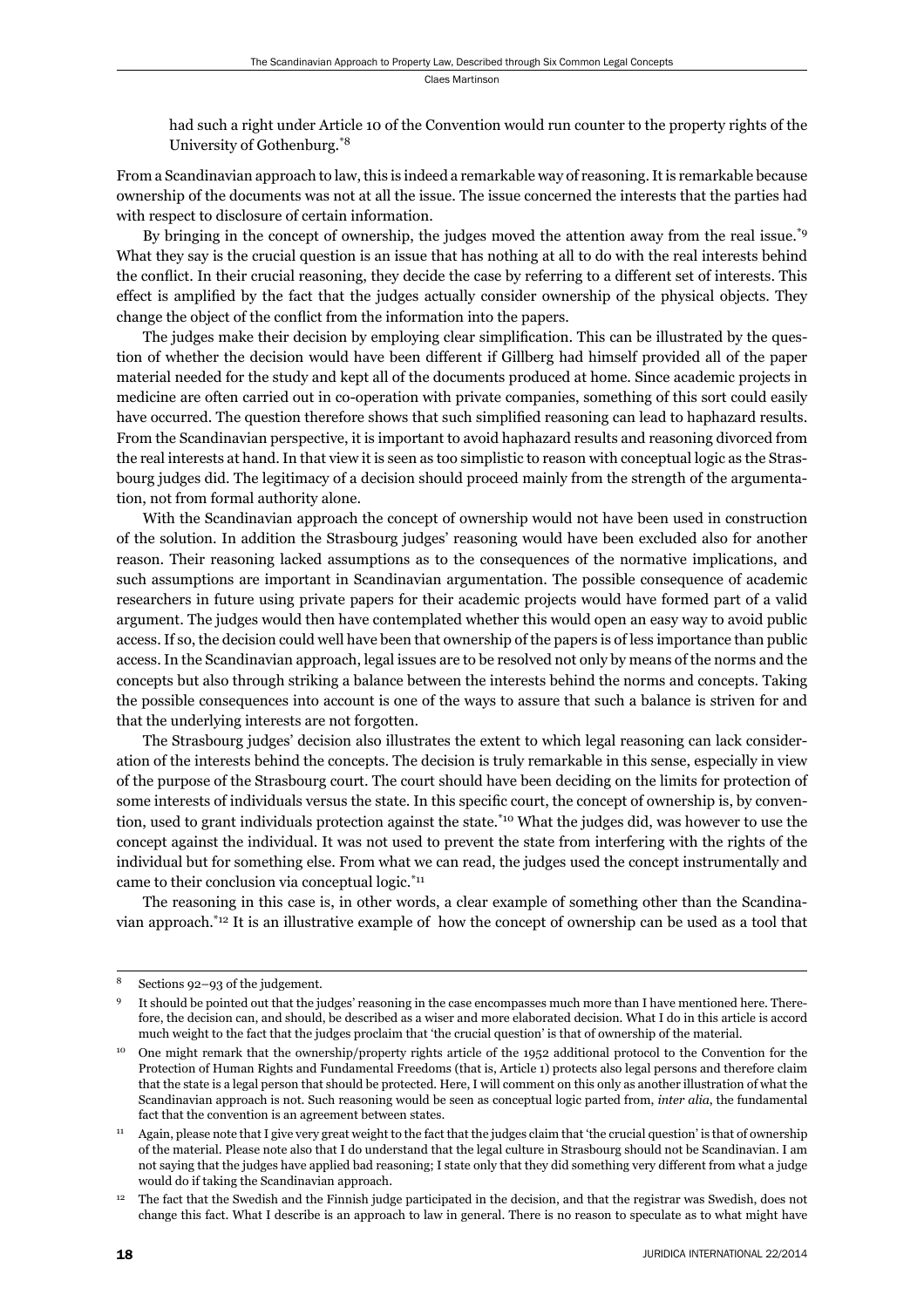had such a right under Article 10 of the Convention would run counter to the property rights of the University of Gothenburg.[8]

From a Scandinavian approach to law, this is indeed a remarkable way of reasoning. It is remarkable because ownership of the documents was not at all the issue. The issue concerned the interests that the parties had with respect to disclosure of certain information.

By bringing in the concept of ownership, the judges moved the attention away from the real issue.[9] What they say is the crucial question is an issue that has nothing at all to do with the real interests behind the conflict. In their crucial reasoning, they decide the case by referring to a different set of interests. This effect is amplified by the fact that the judges actually consider ownership of the physical objects. They change the object of the conflict from the information into the papers.

The judges make their decision by employing clear simplification. This can be illustrated by the question of whether the decision would have been different if Gillberg had himself provided all of the paper material needed for the study and kept all of the documents produced at home. Since academic projects in medicine are often carried out in co-operation with private companies, something of this sort could easily have occurred. The question therefore shows that such simplified reasoning can lead to haphazard results. From the Scandinavian perspective, it is important to avoid haphazard results and reasoning divorced from the real interests at hand. In that view it is seen as too simplistic to reason with conceptual logic as the Strasbourg judges did. The legitimacy of a decision should proceed mainly from the strength of the argumentation, not from formal authority alone.

With the Scandinavian approach the concept of ownership would not have been used in construction of the solution. In addition the Strasbourg judges' reasoning would have been excluded also for another reason. Their reasoning lacked assumptions as to the consequences of the normative implications, and such assumptions are important in Scandinavian argumentation. The possible consequence of academic researchers in future using private papers for their academic projects would have formed part of a valid argument. The judges would then have contemplated whether this would open an easy way to avoid public access. If so, the decision could well have been that ownership of the papers is of less importance than public access. In the Scandinavian approach, legal issues are to be resolved not only by means of the norms and the concepts but also through striking a balance between the interests behind the norms and concepts. Taking the possible consequences into account is one of the ways to assure that such a balance is striven for and that the underlying interests are not forgotten.

The Strasbourg judges' decision also illustrates the extent to which legal reasoning can lack consideration of the interests behind the concepts. The decision is truly remarkable in this sense, especially in view of the purpose of the Strasbourg court. The court should have been deciding on the limits for protection of some interests of individuals versus the state. In this specific court, the concept of ownership is, by convention, used to grant individuals protection against the state.[10] What the judges did, was however to use the concept against the individual. It was not used to prevent the state from interfering with the rights of the individual but for something else. From what we can read, the judges used the concept instrumentally and came to their conclusion via conceptual logic.[11]

The reasoning in this case is, in other words, a clear example of something other than the Scandinavian approach.[12] It is an illustrative example of how the concept of ownership can be used as a tool that

---

[8] Sections 92–93 of the judgement.

[9] It should be pointed out that the judges' reasoning in the case encompasses much more than I have mentioned here. Therefore, the decision can, and should, be described as a wiser and more elaborated decision. What I do in this article is accord much weight to the fact that the judges proclaim that 'the crucial question' is that of ownership of the material.

[10] One might remark that the ownership/property rights article of the 1952 additional protocol to the Convention for the Protection of Human Rights and Fundamental Freedoms (that is, Article 1) protects also legal persons and therefore claim that the state is a legal person that should be protected. Here, I will comment on this only as another illustration of what the Scandinavian approach is not. Such reasoning would be seen as conceptual logic parted from, *inter alia*, the fundamental fact that the convention is an agreement between states.

[11] Again, please note that I give very great weight to the fact that the judges claim that 'the crucial question' is that of ownership of the material. Please note also that I do understand that the legal culture in Strasbourg should not be Scandinavian. I am not saying that the judges have applied bad reasoning; I state only that they did something very different from what a judge would do if taking the Scandinavian approach.

[12] The fact that the Swedish and the Finnish judge participated in the decision, and that the registrar was Swedish, does not change this fact. What I describe is an approach to law in general. There is no reason to speculate as to what might have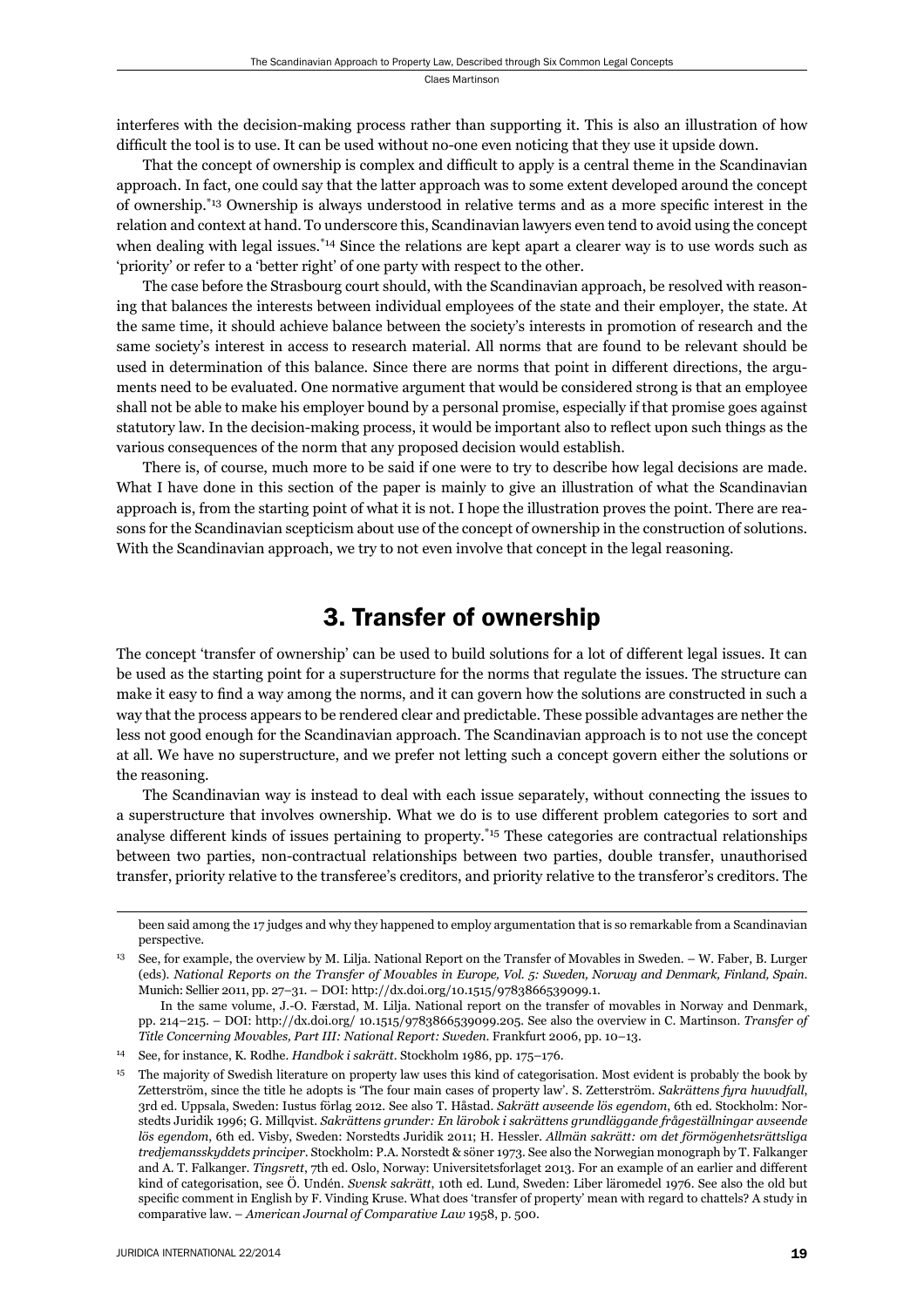interferes with the decision-making process rather than supporting it. This is also an illustration of how difficult the tool is to use. It can be used without no-one even noticing that they use it upside down.

That the concept of ownership is complex and difficult to apply is a central theme in the Scandinavian approach. In fact, one could say that the latter approach was to some extent developed around the concept of ownership.[*13] Ownership is always understood in relative terms and as a more specific interest in the relation and context at hand. To underscore this, Scandinavian lawyers even tend to avoid using the concept when dealing with legal issues.[*14] Since the relations are kept apart a clearer way is to use words such as 'priority' or refer to a 'better right' of one party with respect to the other.

The case before the Strasbourg court should, with the Scandinavian approach, be resolved with reasoning that balances the interests between individual employees of the state and their employer, the state. At the same time, it should achieve balance between the society's interests in promotion of research and the same society's interest in access to research material. All norms that are found to be relevant should be used in determination of this balance. Since there are norms that point in different directions, the arguments need to be evaluated. One normative argument that would be considered strong is that an employee shall not be able to make his employer bound by a personal promise, especially if that promise goes against statutory law. In the decision-making process, it would be important also to reflect upon such things as the various consequences of the norm that any proposed decision would establish.

There is, of course, much more to be said if one were to try to describe how legal decisions are made. What I have done in this section of the paper is mainly to give an illustration of what the Scandinavian approach is, from the starting point of what it is not. I hope the illustration proves the point. There are reasons for the Scandinavian scepticism about use of the concept of ownership in the construction of solutions. With the Scandinavian approach, we try to not even involve that concept in the legal reasoning.

## 3. Transfer of ownership

The concept 'transfer of ownership' can be used to build solutions for a lot of different legal issues. It can be used as the starting point for a superstructure for the norms that regulate the issues. The structure can make it easy to find a way among the norms, and it can govern how the solutions are constructed in such a way that the process appears to be rendered clear and predictable. These possible advantages are nether the less not good enough for the Scandinavian approach. The Scandinavian approach is to not use the concept at all. We have no superstructure, and we prefer not letting such a concept govern either the solutions or the reasoning.

The Scandinavian way is instead to deal with each issue separately, without connecting the issues to a superstructure that involves ownership. What we do is to use different problem categories to sort and analyse different kinds of issues pertaining to property.[*15] These categories are contractual relationships between two parties, non-contractual relationships between two parties, double transfer, unauthorised transfer, priority relative to the transferee's creditors, and priority relative to the transferor's creditors. The

---

been said among the 17 judges and why they happened to employ argumentation that is so remarkable from a Scandinavian perspective.

[13] See, for example, the overview by M. Lilja. National Report on the Transfer of Movables in Sweden. – W. Faber, B. Lurger (eds). *National Reports on the Transfer of Movables in Europe, Vol. 5: Sweden, Norway and Denmark, Finland, Spain.* Munich: Sellier 2011, pp. 27–31. – DOI: http://dx.doi.org/10.1515/9783866539099.1.
In the same volume, J.-O. Færstad, M. Lilja. National report on the transfer of movables in Norway and Denmark, pp. 214–215. – DOI: http://dx.doi.org/ 10.1515/9783866539099.205. See also the overview in C. Martinson. *Transfer of Title Concerning Movables, Part III: National Report: Sweden.* Frankfurt 2006, pp. 10–13.

[14] See, for instance, K. Rodhe. *Handbok i sakrätt.* Stockholm 1986, pp. 175–176.

[15] The majority of Swedish literature on property law uses this kind of categorisation. Most evident is probably the book by Zetterström, since the title he adopts is 'The four main cases of property law'. S. Zetterström. *Sakrättens fyra huvudfall*, 3rd ed. Uppsala, Sweden: Iustus förlag 2012. See also T. Håstad. *Sakrätt avseende lös egendom*, 6th ed. Stockholm: Norstedts Juridik 1996; G. Millqvist. *Sakrättens grunder: En lärobok i sakrättens grundläggande frågeställningar avseende lös egendom*, 6th ed. Visby, Sweden: Norstedts Juridik 2011; H. Hessler. *Allmän sakrätt: om det förmögenhetsrättsliga tredjemansskyddets principer*. Stockholm: P.A. Norstedt & söner 1973. See also the Norwegian monograph by T. Falkanger and A. T. Falkanger. *Tingsrett*, 7th ed. Oslo, Norway: Universitetsforlaget 2013. For an example of an earlier and different kind of categorisation, see Ö. Undén. *Svensk sakrätt*, 10th ed. Lund, Sweden: Liber läromedel 1976. See also the old but specific comment in English by F. Vinding Kruse. What does 'transfer of property' mean with regard to chattels? A study in comparative law. – *American Journal of Comparative Law* 1958, p. 500.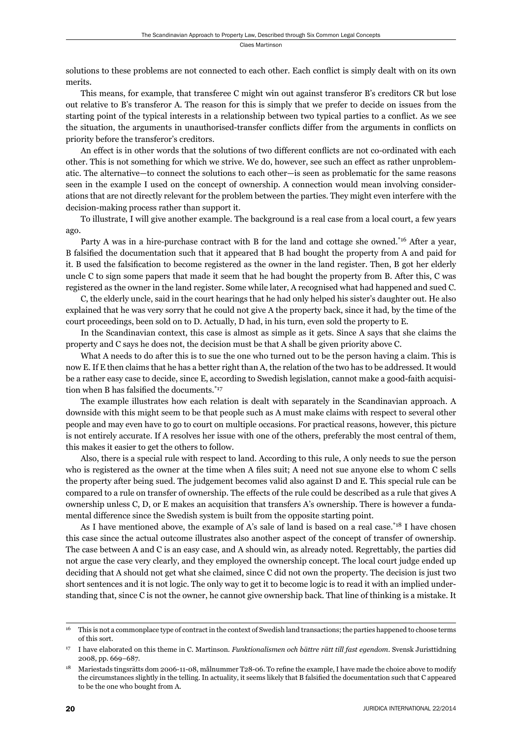solutions to these problems are not connected to each other. Each conflict is simply dealt with on its own merits.

This means, for example, that transferee C might win out against transferor B's creditors CR but lose out relative to B's transferor A. The reason for this is simply that we prefer to decide on issues from the starting point of the typical interests in a relationship between two typical parties to a conflict. As we see the situation, the arguments in unauthorised-transfer conflicts differ from the arguments in conflicts on priority before the transferor's creditors.

An effect is in other words that the solutions of two different conflicts are not co-ordinated with each other. This is not something for which we strive. We do, however, see such an effect as rather unproblematic. The alternative—to connect the solutions to each other—is seen as problematic for the same reasons seen in the example I used on the concept of ownership. A connection would mean involving considerations that are not directly relevant for the problem between the parties. They might even interfere with the decision-making process rather than support it.

To illustrate, I will give another example. The background is a real case from a local court, a few years ago.

Party A was in a hire-purchase contract with B for the land and cottage she owned.[*16] After a year, B falsified the documentation such that it appeared that B had bought the property from A and paid for it. B used the falsification to become registered as the owner in the land register. Then, B got her elderly uncle C to sign some papers that made it seem that he had bought the property from B. After this, C was registered as the owner in the land register. Some while later, A recognised what had happened and sued C.

C, the elderly uncle, said in the court hearings that he had only helped his sister's daughter out. He also explained that he was very sorry that he could not give A the property back, since it had, by the time of the court proceedings, been sold on to D. Actually, D had, in his turn, even sold the property to E.

In the Scandinavian context, this case is almost as simple as it gets. Since A says that she claims the property and C says he does not, the decision must be that A shall be given priority above C.

What A needs to do after this is to sue the one who turned out to be the person having a claim. This is now E. If E then claims that he has a better right than A, the relation of the two has to be addressed. It would be a rather easy case to decide, since E, according to Swedish legislation, cannot make a good-faith acquisition when B has falsified the documents.[*17]

The example illustrates how each relation is dealt with separately in the Scandinavian approach. A downside with this might seem to be that people such as A must make claims with respect to several other people and may even have to go to court on multiple occasions. For practical reasons, however, this picture is not entirely accurate. If A resolves her issue with one of the others, preferably the most central of them, this makes it easier to get the others to follow.

Also, there is a special rule with respect to land. According to this rule, A only needs to sue the person who is registered as the owner at the time when A files suit; A need not sue anyone else to whom C sells the property after being sued. The judgement becomes valid also against D and E. This special rule can be compared to a rule on transfer of ownership. The effects of the rule could be described as a rule that gives A ownership unless C, D, or E makes an acquisition that transfers A's ownership. There is however a fundamental difference since the Swedish system is built from the opposite starting point.

As I have mentioned above, the example of A's sale of land is based on a real case.[*18] I have chosen this case since the actual outcome illustrates also another aspect of the concept of transfer of ownership. The case between A and C is an easy case, and A should win, as already noted. Regrettably, the parties did not argue the case very clearly, and they employed the ownership concept. The local court judge ended up deciding that A should not get what she claimed, since C did not own the property. The decision is just two short sentences and it is not logic. The only way to get it to become logic is to read it with an implied understanding that, since C is not the owner, he cannot give ownership back. That line of thinking is a mistake. It

---

[16] This is not a commonplace type of contract in the context of Swedish land transactions; the parties happened to choose terms of this sort.

[17] I have elaborated on this theme in C. Martinson. *Funktionalismen och bättre rätt till fast egendom*. Svensk Juristtidning 2008, pp. 669–687.

[18] Mariestads tingsrätts dom 2006-11-08, målnummer T28-06. To refine the example, I have made the choice above to modify the circumstances slightly in the telling. In actuality, it seems likely that B falsified the documentation such that C appeared to be the one who bought from A.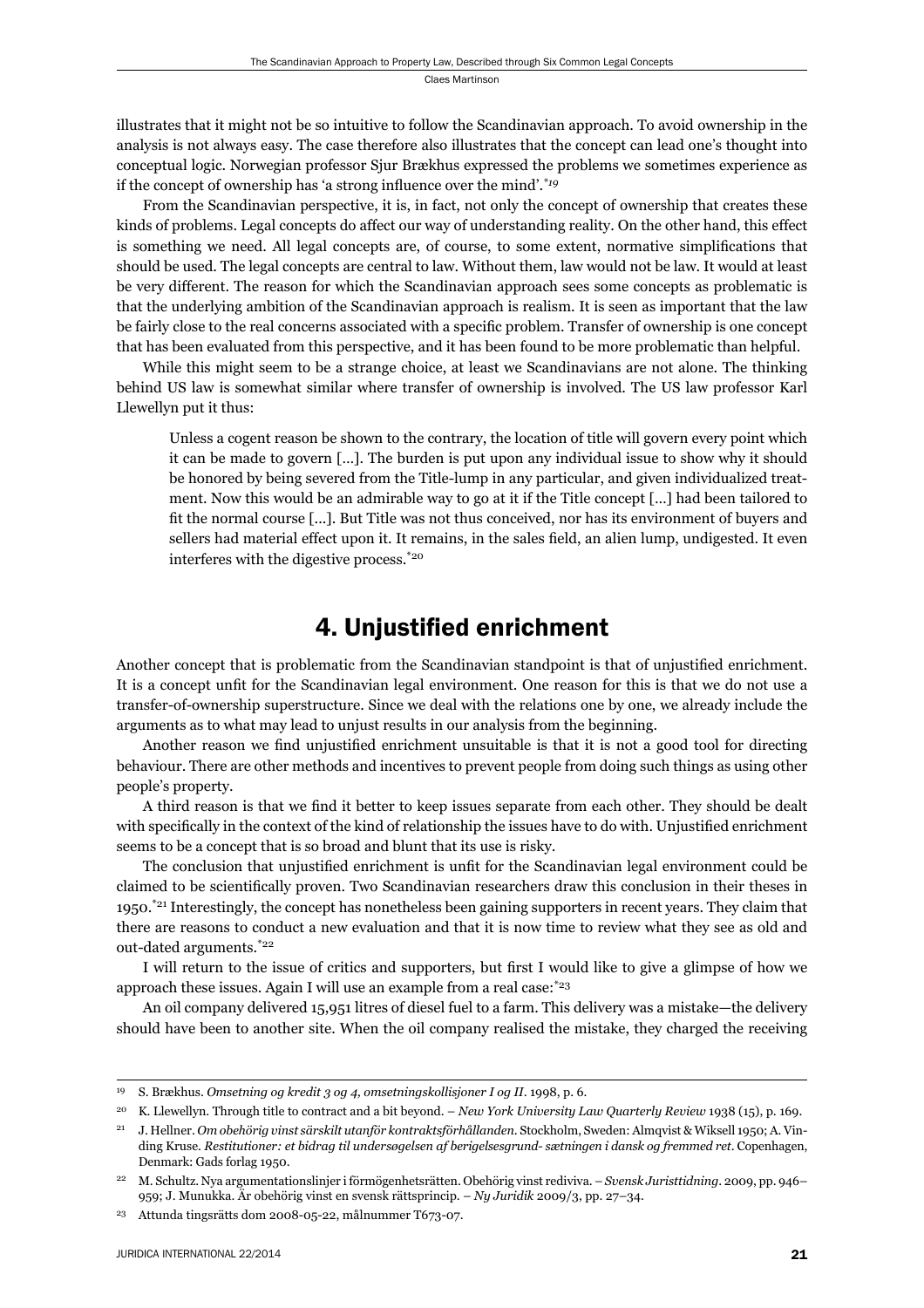illustrates that it might not be so intuitive to follow the Scandinavian approach. To avoid ownership in the analysis is not always easy. The case therefore also illustrates that the concept can lead one's thought into conceptual logic. Norwegian professor Sjur Brækhus expressed the problems we sometimes experience as if the concept of ownership has 'a strong influence over the mind'.[*19]

From the Scandinavian perspective, it is, in fact, not only the concept of ownership that creates these kinds of problems. Legal concepts do affect our way of understanding reality. On the other hand, this effect is something we need. All legal concepts are, of course, to some extent, normative simplifications that should be used. The legal concepts are central to law. Without them, law would not be law. It would at least be very different. The reason for which the Scandinavian approach sees some concepts as problematic is that the underlying ambition of the Scandinavian approach is realism. It is seen as important that the law be fairly close to the real concerns associated with a specific problem. Transfer of ownership is one concept that has been evaluated from this perspective, and it has been found to be more problematic than helpful.

While this might seem to be a strange choice, at least we Scandinavians are not alone. The thinking behind US law is somewhat similar where transfer of ownership is involved. The US law professor Karl Llewellyn put it thus:

> Unless a cogent reason be shown to the contrary, the location of title will govern every point which it can be made to govern [...]. The burden is put upon any individual issue to show why it should be honored by being severed from the Title-lump in any particular, and given individualized treatment. Now this would be an admirable way to go at it if the Title concept [...] had been tailored to fit the normal course [...]. But Title was not thus conceived, nor has its environment of buyers and sellers had material effect upon it. It remains, in the sales field, an alien lump, undigested. It even interferes with the digestive process.[*20]

## 4. Unjustified enrichment

Another concept that is problematic from the Scandinavian standpoint is that of unjustified enrichment. It is a concept unfit for the Scandinavian legal environment. One reason for this is that we do not use a transfer-of-ownership superstructure. Since we deal with the relations one by one, we already include the arguments as to what may lead to unjust results in our analysis from the beginning.

Another reason we find unjustified enrichment unsuitable is that it is not a good tool for directing behaviour. There are other methods and incentives to prevent people from doing such things as using other people's property.

A third reason is that we find it better to keep issues separate from each other. They should be dealt with specifically in the context of the kind of relationship the issues have to do with. Unjustified enrichment seems to be a concept that is so broad and blunt that its use is risky.

The conclusion that unjustified enrichment is unfit for the Scandinavian legal environment could be claimed to be scientifically proven. Two Scandinavian researchers draw this conclusion in their theses in 1950.[*21] Interestingly, the concept has nonetheless been gaining supporters in recent years. They claim that there are reasons to conduct a new evaluation and that it is now time to review what they see as old and out-dated arguments.[*22]

I will return to the issue of critics and supporters, but first I would like to give a glimpse of how we approach these issues. Again I will use an example from a real case:[*23]

An oil company delivered 15,951 litres of diesel fuel to a farm. This delivery was a mistake—the delivery should have been to another site. When the oil company realised the mistake, they charged the receiving

---

19 S. Brækhus. *Omsetning og kredit 3 og 4, omsetningskollisjoner I og II*. 1998, p. 6.

20 K. Llewellyn. Through title to contract and a bit beyond. – *New York University Law Quarterly Review* 1938 (15), p. 169.

21 J. Hellner. *Om obehörig vinst särskilt utanför kontraktsförhållanden*. Stockholm, Sweden: Almqvist & Wiksell 1950; A. Vinding Kruse. *Restitutioner: et bidrag til undersøgelsen af berigelsesgrund- sætningen i dansk og fremmed ret*. Copenhagen, Denmark: Gads forlag 1950.

22 M. Schultz. Nya argumentationslinjer i förmögenhetsrätten. Obehörig vinst rediviva. – *Svensk Juristtidning*. 2009, pp. 946–959; J. Munukka. Är obehörig vinst en svensk rättsprincip. – *Ny Juridik* 2009/3, pp. 27–34.

23 Attunda tingsrätts dom 2008-05-22, målnummer T673-07.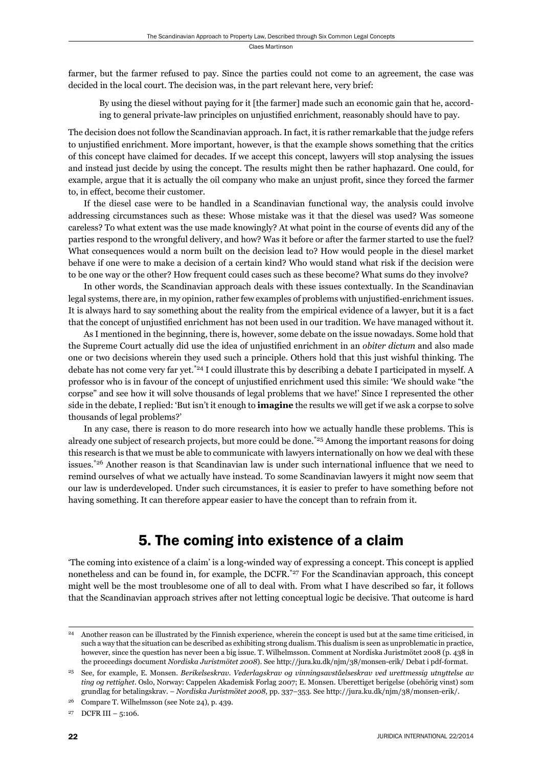farmer, but the farmer refused to pay. Since the parties could not come to an agreement, the case was decided in the local court. The decision was, in the part relevant here, very brief:

> By using the diesel without paying for it [the farmer] made such an economic gain that he, according to general private-law principles on unjustified enrichment, reasonably should have to pay.

The decision does not follow the Scandinavian approach. In fact, it is rather remarkable that the judge refers to unjustified enrichment. More important, however, is that the example shows something that the critics of this concept have claimed for decades. If we accept this concept, lawyers will stop analysing the issues and instead just decide by using the concept. The results might then be rather haphazard. One could, for example, argue that it is actually the oil company who make an unjust profit, since they forced the farmer to, in effect, become their customer.

If the diesel case were to be handled in a Scandinavian functional way, the analysis could involve addressing circumstances such as these: Whose mistake was it that the diesel was used? Was someone careless? To what extent was the use made knowingly? At what point in the course of events did any of the parties respond to the wrongful delivery, and how? Was it before or after the farmer started to use the fuel? What consequences would a norm built on the decision lead to? How would people in the diesel market behave if one were to make a decision of a certain kind? Who would stand what risk if the decision were to be one way or the other? How frequent could cases such as these become? What sums do they involve?

In other words, the Scandinavian approach deals with these issues contextually. In the Scandinavian legal systems, there are, in my opinion, rather few examples of problems with unjustified-enrichment issues. It is always hard to say something about the reality from the empirical evidence of a lawyer, but it is a fact that the concept of unjustified enrichment has not been used in our tradition. We have managed without it.

As I mentioned in the beginning, there is, however, some debate on the issue nowadays. Some hold that the Supreme Court actually did use the idea of unjustified enrichment in an *obiter dictum* and also made one or two decisions wherein they used such a principle. Others hold that this just wishful thinking. The debate has not come very far yet.[*24] I could illustrate this by describing a debate I participated in myself. A professor who is in favour of the concept of unjustified enrichment used this simile: 'We should wake "the corpse" and see how it will solve thousands of legal problems that we have!' Since I represented the other side in the debate, I replied: 'But isn't it enough to **imagine** the results we will get if we ask a corpse to solve thousands of legal problems?'

In any case, there is reason to do more research into how we actually handle these problems. This is already one subject of research projects, but more could be done.[*25] Among the important reasons for doing this research is that we must be able to communicate with lawyers internationally on how we deal with these issues.[*26] Another reason is that Scandinavian law is under such international influence that we need to remind ourselves of what we actually have instead. To some Scandinavian lawyers it might now seem that our law is underdeveloped. Under such circumstances, it is easier to prefer to have something before not having something. It can therefore appear easier to have the concept than to refrain from it.

## 5. The coming into existence of a claim

'The coming into existence of a claim' is a long-winded way of expressing a concept. This concept is applied nonetheless and can be found in, for example, the DCFR.[*27] For the Scandinavian approach, this concept might well be the most troublesome one of all to deal with. From what I have described so far, it follows that the Scandinavian approach strives after not letting conceptual logic be decisive. That outcome is hard

---

[24] Another reason can be illustrated by the Finnish experience, wherein the concept is used but at the same time criticised, in such a way that the situation can be described as exhibiting strong dualism. This dualism is seen as unproblematic in practice, however, since the question has never been a big issue. T. Wilhelmsson. Comment at Nordiska Juristmötet 2008 (p. 438 in the proceedings document *Nordiska Juristmötet 2008*). See http://jura.ku.dk/njm/38/monsen-erik/ Debat i pdf-format.

[25] See, for example, E. Monsen. *Berikelseskrav. Vederlagskrav og vinningsavståelseskrav ved urettmessig utnyttelse av ting og rettighet*. Oslo, Norway: Cappelen Akademisk Forlag 2007; E. Monsen. Uberettiget berigelse (obehörig vinst) som grundlag for betalingskrav. – *Nordiska Juristmötet 2008*, pp. 337–353. See http://jura.ku.dk/njm/38/monsen-erik/.

[26] Compare T. Wilhelmsson (see Note 24), p. 439.

[27] DCFR III – 5:106.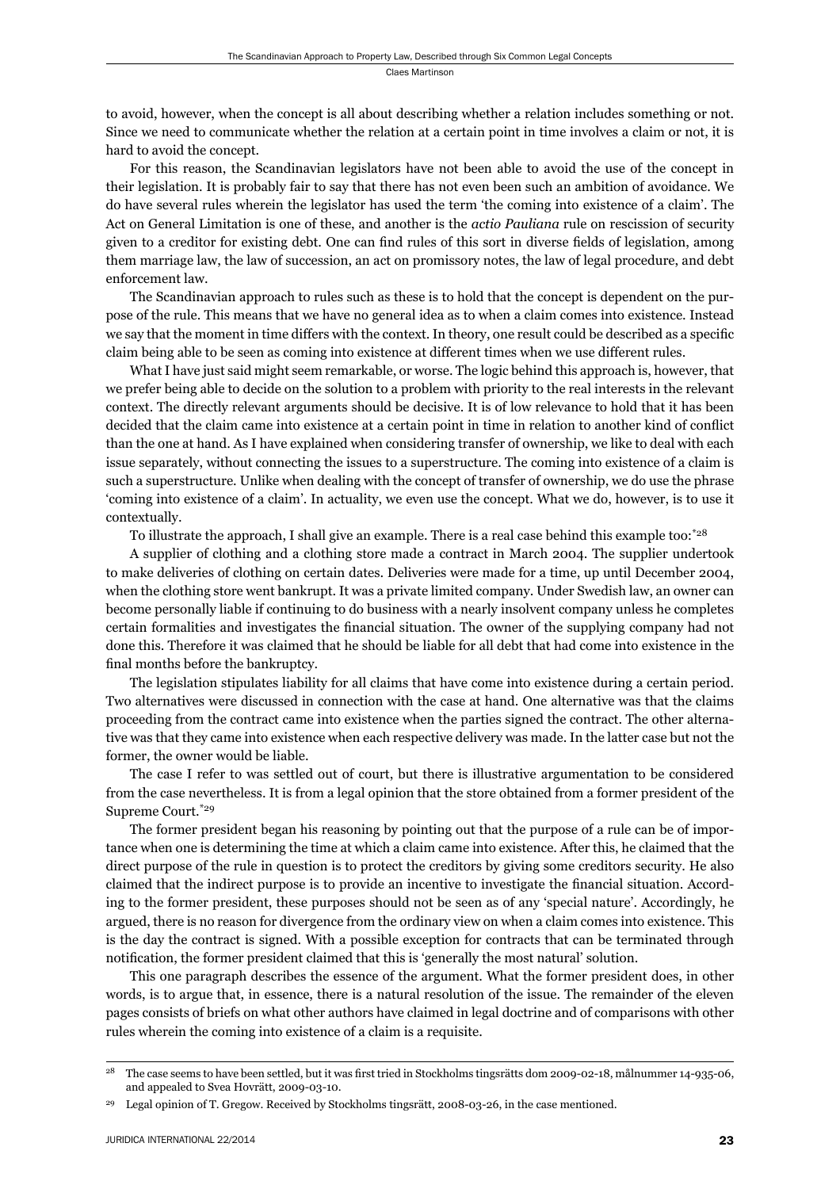to avoid, however, when the concept is all about describing whether a relation includes something or not. Since we need to communicate whether the relation at a certain point in time involves a claim or not, it is hard to avoid the concept.

For this reason, the Scandinavian legislators have not been able to avoid the use of the concept in their legislation. It is probably fair to say that there has not even been such an ambition of avoidance. We do have several rules wherein the legislator has used the term 'the coming into existence of a claim'. The Act on General Limitation is one of these, and another is the *actio Pauliana* rule on rescission of security given to a creditor for existing debt. One can find rules of this sort in diverse fields of legislation, among them marriage law, the law of succession, an act on promissory notes, the law of legal procedure, and debt enforcement law.

The Scandinavian approach to rules such as these is to hold that the concept is dependent on the purpose of the rule. This means that we have no general idea as to when a claim comes into existence. Instead we say that the moment in time differs with the context. In theory, one result could be described as a specific claim being able to be seen as coming into existence at different times when we use different rules.

What I have just said might seem remarkable, or worse. The logic behind this approach is, however, that we prefer being able to decide on the solution to a problem with priority to the real interests in the relevant context. The directly relevant arguments should be decisive. It is of low relevance to hold that it has been decided that the claim came into existence at a certain point in time in relation to another kind of conflict than the one at hand. As I have explained when considering transfer of ownership, we like to deal with each issue separately, without connecting the issues to a superstructure. The coming into existence of a claim is such a superstructure. Unlike when dealing with the concept of transfer of ownership, we do use the phrase 'coming into existence of a claim'. In actuality, we even use the concept. What we do, however, is to use it contextually.

To illustrate the approach, I shall give an example. There is a real case behind this example too:[28]

A supplier of clothing and a clothing store made a contract in March 2004. The supplier undertook to make deliveries of clothing on certain dates. Deliveries were made for a time, up until December 2004, when the clothing store went bankrupt. It was a private limited company. Under Swedish law, an owner can become personally liable if continuing to do business with a nearly insolvent company unless he completes certain formalities and investigates the financial situation. The owner of the supplying company had not done this. Therefore it was claimed that he should be liable for all debt that had come into existence in the final months before the bankruptcy.

The legislation stipulates liability for all claims that have come into existence during a certain period. Two alternatives were discussed in connection with the case at hand. One alternative was that the claims proceeding from the contract came into existence when the parties signed the contract. The other alternative was that they came into existence when each respective delivery was made. In the latter case but not the former, the owner would be liable.

The case I refer to was settled out of court, but there is illustrative argumentation to be considered from the case nevertheless. It is from a legal opinion that the store obtained from a former president of the Supreme Court.[29]

The former president began his reasoning by pointing out that the purpose of a rule can be of importance when one is determining the time at which a claim came into existence. After this, he claimed that the direct purpose of the rule in question is to protect the creditors by giving some creditors security. He also claimed that the indirect purpose is to provide an incentive to investigate the financial situation. According to the former president, these purposes should not be seen as of any 'special nature'. Accordingly, he argued, there is no reason for divergence from the ordinary view on when a claim comes into existence. This is the day the contract is signed. With a possible exception for contracts that can be terminated through notification, the former president claimed that this is 'generally the most natural' solution.

This one paragraph describes the essence of the argument. What the former president does, in other words, is to argue that, in essence, there is a natural resolution of the issue. The remainder of the eleven pages consists of briefs on what other authors have claimed in legal doctrine and of comparisons with other rules wherein the coming into existence of a claim is a requisite.

---

[28] The case seems to have been settled, but it was first tried in Stockholms tingsrätts dom 2009-02-18, målnummer 14-935-06, and appealed to Svea Hovrätt, 2009-03-10.

[29] Legal opinion of T. Gregow. Received by Stockholms tingsrätt, 2008-03-26, in the case mentioned.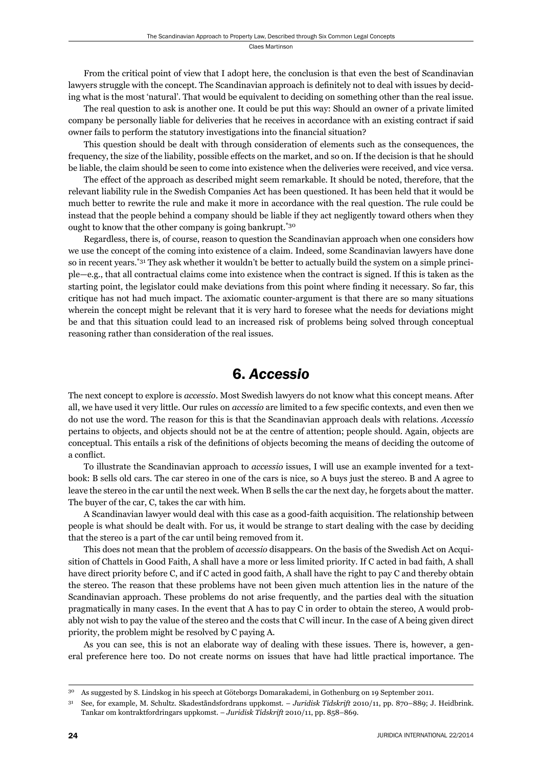From the critical point of view that I adopt here, the conclusion is that even the best of Scandinavian lawyers struggle with the concept. The Scandinavian approach is definitely not to deal with issues by deciding what is the most 'natural'. That would be equivalent to deciding on something other than the real issue.

The real question to ask is another one. It could be put this way: Should an owner of a private limited company be personally liable for deliveries that he receives in accordance with an existing contract if said owner fails to perform the statutory investigations into the financial situation?

This question should be dealt with through consideration of elements such as the consequences, the frequency, the size of the liability, possible effects on the market, and so on. If the decision is that he should be liable, the claim should be seen to come into existence when the deliveries were received, and vice versa.

The effect of the approach as described might seem remarkable. It should be noted, therefore, that the relevant liability rule in the Swedish Companies Act has been questioned. It has been held that it would be much better to rewrite the rule and make it more in accordance with the real question. The rule could be instead that the people behind a company should be liable if they act negligently toward others when they ought to know that the other company is going bankrupt.[*30]

Regardless, there is, of course, reason to question the Scandinavian approach when one considers how we use the concept of the coming into existence of a claim. Indeed, some Scandinavian lawyers have done so in recent years.[*31] They ask whether it wouldn't be better to actually build the system on a simple principle—e.g., that all contractual claims come into existence when the contract is signed. If this is taken as the starting point, the legislator could make deviations from this point where finding it necessary. So far, this critique has not had much impact. The axiomatic counter-argument is that there are so many situations wherein the concept might be relevant that it is very hard to foresee what the needs for deviations might be and that this situation could lead to an increased risk of problems being solved through conceptual reasoning rather than consideration of the real issues.

## 6. *Accessio*

The next concept to explore is *accessio*. Most Swedish lawyers do not know what this concept means. After all, we have used it very little. Our rules on *accessio* are limited to a few specific contexts, and even then we do not use the word. The reason for this is that the Scandinavian approach deals with relations. *Accessio* pertains to objects, and objects should not be at the centre of attention; people should. Again, objects are conceptual. This entails a risk of the definitions of objects becoming the means of deciding the outcome of a conflict.

To illustrate the Scandinavian approach to *accessio* issues, I will use an example invented for a textbook: B sells old cars. The car stereo in one of the cars is nice, so A buys just the stereo. B and A agree to leave the stereo in the car until the next week. When B sells the car the next day, he forgets about the matter. The buyer of the car, C, takes the car with him.

A Scandinavian lawyer would deal with this case as a good-faith acquisition. The relationship between people is what should be dealt with. For us, it would be strange to start dealing with the case by deciding that the stereo is a part of the car until being removed from it.

This does not mean that the problem of *accessio* disappears. On the basis of the Swedish Act on Acquisition of Chattels in Good Faith, A shall have a more or less limited priority. If C acted in bad faith, A shall have direct priority before C, and if C acted in good faith, A shall have the right to pay C and thereby obtain the stereo. The reason that these problems have not been given much attention lies in the nature of the Scandinavian approach. These problems do not arise frequently, and the parties deal with the situation pragmatically in many cases. In the event that A has to pay C in order to obtain the stereo, A would probably not wish to pay the value of the stereo and the costs that C will incur. In the case of A being given direct priority, the problem might be resolved by C paying A.

As you can see, this is not an elaborate way of dealing with these issues. There is, however, a general preference here too. Do not create norms on issues that have had little practical importance. The

---

[30] As suggested by S. Lindskog in his speech at Göteborgs Domarakademi, in Gothenburg on 19 September 2011.

[31] See, for example, M. Schultz. Skadeståndsfordrans uppkomst. – *Juridisk Tidskrift* 2010/11, pp. 870–889; J. Heidbrink. Tankar om kontraktfordringars uppkomst. – *Juridisk Tidskrift* 2010/11, pp. 858–869.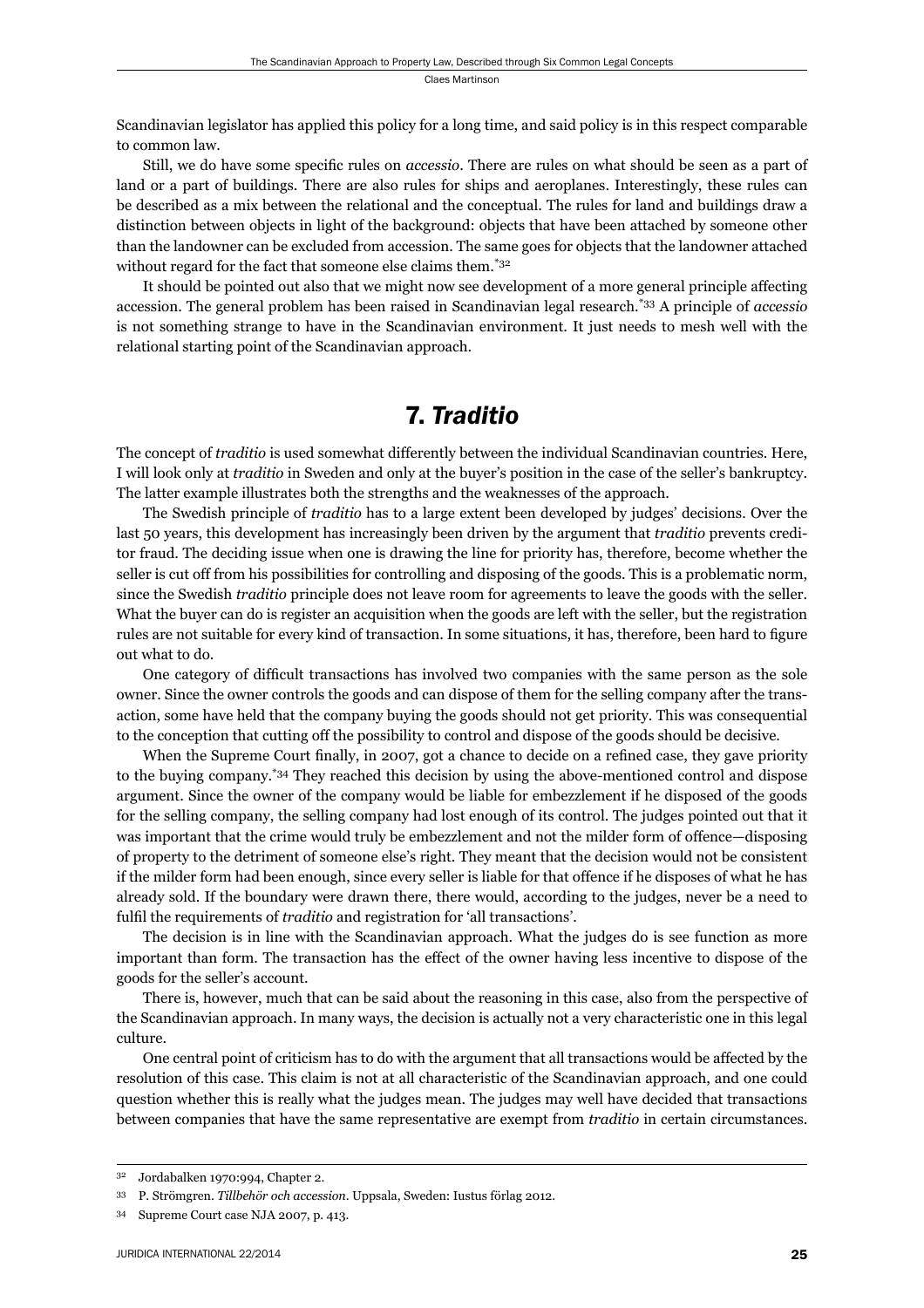Scandinavian legislator has applied this policy for a long time, and said policy is in this respect comparable to common law.

Still, we do have some specific rules on *accessio*. There are rules on what should be seen as a part of land or a part of buildings. There are also rules for ships and aeroplanes. Interestingly, these rules can be described as a mix between the relational and the conceptual. The rules for land and buildings draw a distinction between objects in light of the background: objects that have been attached by someone other than the landowner can be excluded from accession. The same goes for objects that the landowner attached without regard for the fact that someone else claims them.[32]

It should be pointed out also that we might now see development of a more general principle affecting accession. The general problem has been raised in Scandinavian legal research.[33] A principle of *accessio* is not something strange to have in the Scandinavian environment. It just needs to mesh well with the relational starting point of the Scandinavian approach.

## 7. *Traditio*

The concept of *traditio* is used somewhat differently between the individual Scandinavian countries. Here, I will look only at *traditio* in Sweden and only at the buyer's position in the case of the seller's bankruptcy. The latter example illustrates both the strengths and the weaknesses of the approach.

The Swedish principle of *traditio* has to a large extent been developed by judges' decisions. Over the last 50 years, this development has increasingly been driven by the argument that *traditio* prevents creditor fraud. The deciding issue when one is drawing the line for priority has, therefore, become whether the seller is cut off from his possibilities for controlling and disposing of the goods. This is a problematic norm, since the Swedish *traditio* principle does not leave room for agreements to leave the goods with the seller. What the buyer can do is register an acquisition when the goods are left with the seller, but the registration rules are not suitable for every kind of transaction. In some situations, it has, therefore, been hard to figure out what to do.

One category of difficult transactions has involved two companies with the same person as the sole owner. Since the owner controls the goods and can dispose of them for the selling company after the transaction, some have held that the company buying the goods should not get priority. This was consequential to the conception that cutting off the possibility to control and dispose of the goods should be decisive.

When the Supreme Court finally, in 2007, got a chance to decide on a refined case, they gave priority to the buying company.[34] They reached this decision by using the above-mentioned control and dispose argument. Since the owner of the company would be liable for embezzlement if he disposed of the goods for the selling company, the selling company had lost enough of its control. The judges pointed out that it was important that the crime would truly be embezzlement and not the milder form of offence—disposing of property to the detriment of someone else's right. They meant that the decision would not be consistent if the milder form had been enough, since every seller is liable for that offence if he disposes of what he has already sold. If the boundary were drawn there, there would, according to the judges, never be a need to fulfil the requirements of *traditio* and registration for 'all transactions'.

The decision is in line with the Scandinavian approach. What the judges do is see function as more important than form. The transaction has the effect of the owner having less incentive to dispose of the goods for the seller's account.

There is, however, much that can be said about the reasoning in this case, also from the perspective of the Scandinavian approach. In many ways, the decision is actually not a very characteristic one in this legal culture.

One central point of criticism has to do with the argument that all transactions would be affected by the resolution of this case. This claim is not at all characteristic of the Scandinavian approach, and one could question whether this is really what the judges mean. The judges may well have decided that transactions between companies that have the same representative are exempt from *traditio* in certain circumstances.

---

32 Jordabalken 1970:994, Chapter 2.

33 P. Strömgren. *Tillbehör och accession*. Uppsala, Sweden: Iustus förlag 2012.

34 Supreme Court case NJA 2007, p. 413.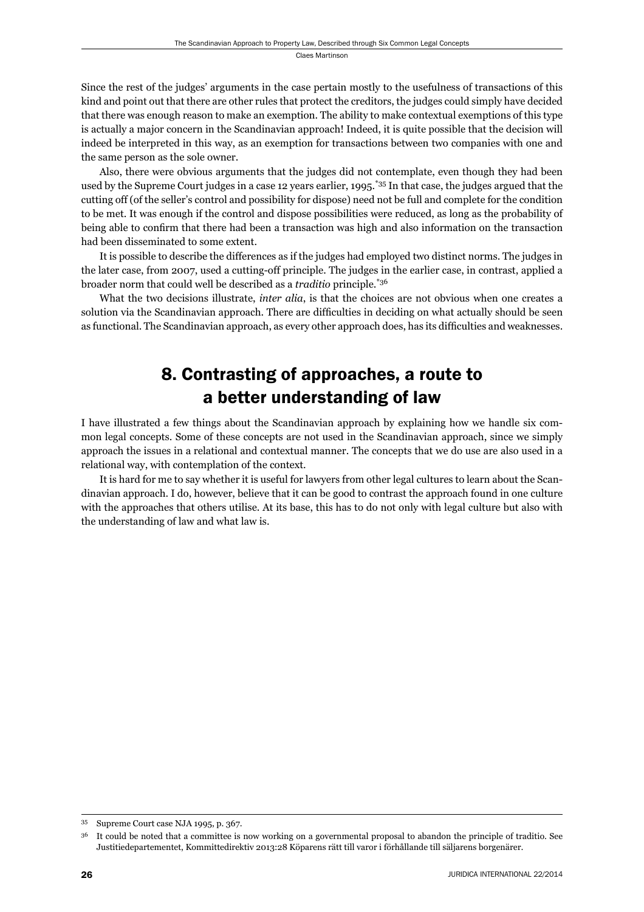Since the rest of the judges' arguments in the case pertain mostly to the usefulness of transactions of this kind and point out that there are other rules that protect the creditors, the judges could simply have decided that there was enough reason to make an exemption. The ability to make contextual exemptions of this type is actually a major concern in the Scandinavian approach! Indeed, it is quite possible that the decision will indeed be interpreted in this way, as an exemption for transactions between two companies with one and the same person as the sole owner.

Also, there were obvious arguments that the judges did not contemplate, even though they had been used by the Supreme Court judges in a case 12 years earlier, 1995.[*35] In that case, the judges argued that the cutting off (of the seller's control and possibility for dispose) need not be full and complete for the condition to be met. It was enough if the control and dispose possibilities were reduced, as long as the probability of being able to confirm that there had been a transaction was high and also information on the transaction had been disseminated to some extent.

It is possible to describe the differences as if the judges had employed two distinct norms. The judges in the later case, from 2007, used a cutting-off principle. The judges in the earlier case, in contrast, applied a broader norm that could well be described as a *traditio* principle.[*36]

What the two decisions illustrate, *inter alia*, is that the choices are not obvious when one creates a solution via the Scandinavian approach. There are difficulties in deciding on what actually should be seen as functional. The Scandinavian approach, as every other approach does, has its difficulties and weaknesses.

## 8. Contrasting of approaches, a route to a better understanding of law

I have illustrated a few things about the Scandinavian approach by explaining how we handle six common legal concepts. Some of these concepts are not used in the Scandinavian approach, since we simply approach the issues in a relational and contextual manner. The concepts that we do use are also used in a relational way, with contemplation of the context.

It is hard for me to say whether it is useful for lawyers from other legal cultures to learn about the Scandinavian approach. I do, however, believe that it can be good to contrast the approach found in one culture with the approaches that others utilise. At its base, this has to do not only with legal culture but also with the understanding of law and what law is.

---

[35] Supreme Court case NJA 1995, p. 367.

[36] It could be noted that a committee is now working on a governmental proposal to abandon the principle of traditio. See Justitiedepartementet, Kommittedirektiv 2013:28 Köparens rätt till varor i förhållande till säljarens borgenärer.